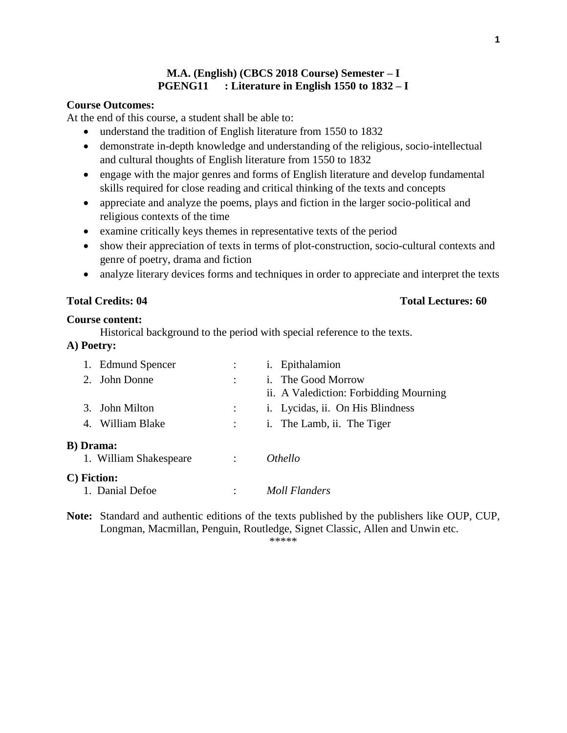# M.A. (English) (CBCS 2018 Course) Semester – I
## PGENG11 : Literature in English 1550 to 1832 – I

**Course Outcomes:**

At the end of this course, a student shall be able to:

- understand the tradition of English literature from 1550 to 1832
- demonstrate in-depth knowledge and understanding of the religious, socio-intellectual and cultural thoughts of English literature from 1550 to 1832
- engage with the major genres and forms of English literature and develop fundamental skills required for close reading and critical thinking of the texts and concepts
- appreciate and analyze the poems, plays and fiction in the larger socio-political and religious contexts of the time
- examine critically keys themes in representative texts of the period
- show their appreciation of texts in terms of plot-construction, socio-cultural contexts and genre of poetry, drama and fiction
- analyze literary devices forms and techniques in order to appreciate and interpret the texts

**Total Credits: 04** **Total Lectures: 60**

**Course content:**

Historical background to the period with special reference to the texts.

**A) Poetry:**

1. Edmund Spencer : i. Epithalamion
2. John Donne : i. The Good Morrow
   ii. A Valediction: Forbidding Mourning
3. John Milton : i. Lycidas, ii. On His Blindness
4. William Blake : i. The Lamb, ii. The Tiger

**B) Drama:**

1. William Shakespeare : *Othello*

**C) Fiction:**

1. Danial Defoe : *Moll Flanders*

**Note:** Standard and authentic editions of the texts published by the publishers like OUP, CUP, Longman, Macmillan, Penguin, Routledge, Signet Classic, Allen and Unwin etc.

*****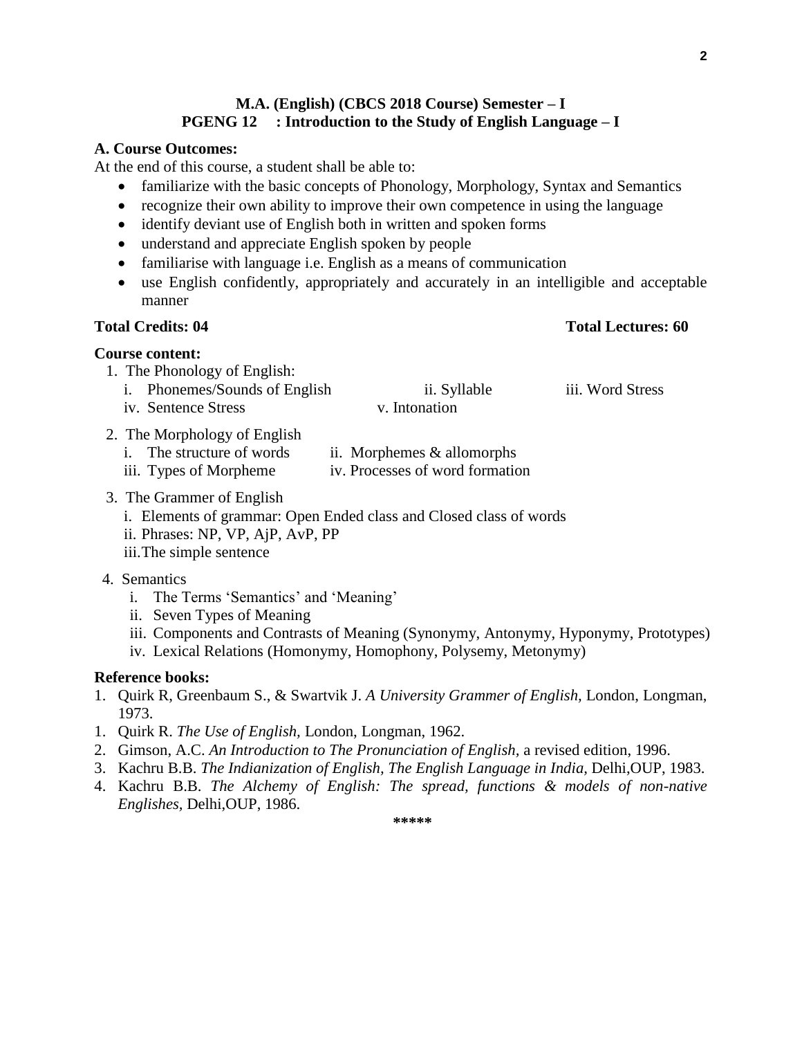**M.A. (English) (CBCS 2018 Course) Semester – I**
**PGENG 12 : Introduction to the Study of English Language – I**

**A. Course Outcomes:**

At the end of this course, a student shall be able to:

- familiarize with the basic concepts of Phonology, Morphology, Syntax and Semantics
- recognize their own ability to improve their own competence in using the language
- identify deviant use of English both in written and spoken forms
- understand and appreciate English spoken by people
- familiarise with language i.e. English as a means of communication
- use English confidently, appropriately and accurately in an intelligible and acceptable manner

**Total Credits: 04** **Total Lectures: 60**

**Course content:**

1. The Phonology of English:
   i. Phonemes/Sounds of English ii. Syllable iii. Word Stress
   iv. Sentence Stress v. Intonation
2. The Morphology of English
   i. The structure of words ii. Morphemes & allomorphs
   iii. Types of Morpheme iv. Processes of word formation
3. The Grammer of English
   i. Elements of grammar: Open Ended class and Closed class of words
   ii. Phrases: NP, VP, AjP, AvP, PP
   iii. The simple sentence
4. Semantics
   i. The Terms 'Semantics' and 'Meaning'
   ii. Seven Types of Meaning
   iii. Components and Contrasts of Meaning (Synonymy, Antonymy, Hyponymy, Prototypes)
   iv. Lexical Relations (Homonymy, Homophony, Polysemy, Metonymy)

**Reference books:**

1. Quirk R, Greenbaum S., & Swartvik J. *A University Grammer of English,* London, Longman, 1973.
1. Quirk R. *The Use of English,* London, Longman, 1962.
2. Gimson, A.C. *An Introduction to The Pronunciation of English,* a revised edition, 1996.
3. Kachru B.B. *The Indianization of English, The English Language in India,* Delhi,OUP, 1983.
4. Kachru B.B. *The Alchemy of English: The spread, functions & models of non-native Englishes,* Delhi,OUP, 1986.

*****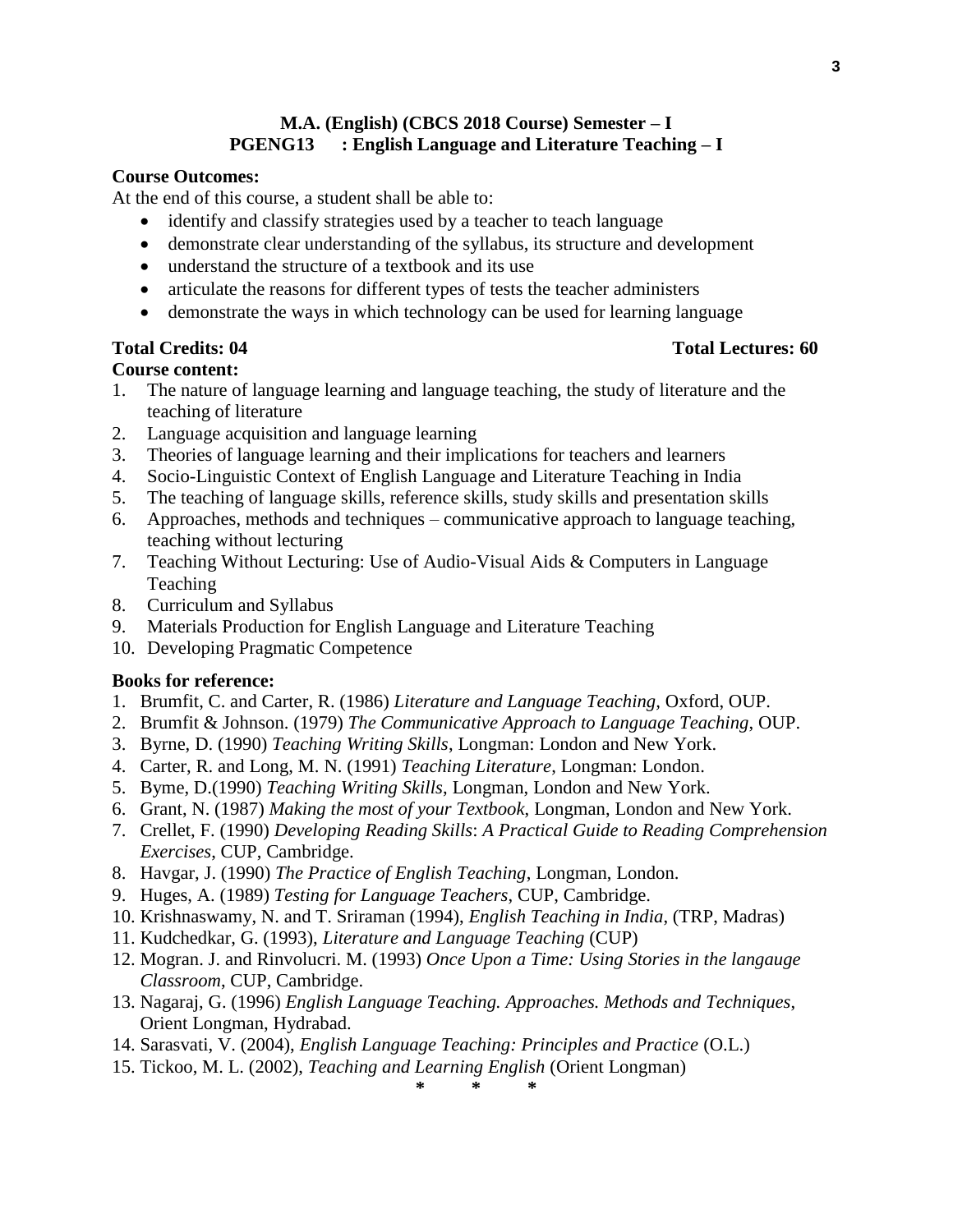**M.A. (English) (CBCS 2018 Course) Semester – I**
**PGENG13 : English Language and Literature Teaching – I**

**Course Outcomes:**

At the end of this course, a student shall be able to:

- identify and classify strategies used by a teacher to teach language
- demonstrate clear understanding of the syllabus, its structure and development
- understand the structure of a textbook and its use
- articulate the reasons for different types of tests the teacher administers
- demonstrate the ways in which technology can be used for learning language

**Total Credits: 04** **Total Lectures: 60**

**Course content:**

1. The nature of language learning and language teaching, the study of literature and the teaching of literature
2. Language acquisition and language learning
3. Theories of language learning and their implications for teachers and learners
4. Socio-Linguistic Context of English Language and Literature Teaching in India
5. The teaching of language skills, reference skills, study skills and presentation skills
6. Approaches, methods and techniques – communicative approach to language teaching, teaching without lecturing
7. Teaching Without Lecturing: Use of Audio-Visual Aids & Computers in Language Teaching
8. Curriculum and Syllabus
9. Materials Production for English Language and Literature Teaching
10. Developing Pragmatic Competence

**Books for reference:**

1. Brumfit, C. and Carter, R. (1986) *Literature and Language Teaching,* Oxford, OUP.
2. Brumfit & Johnson. (1979) *The Communicative Approach to Language Teaching*, OUP.
3. Byrne, D. (1990) *Teaching Writing Skills*, Longman: London and New York.
4. Carter, R. and Long, M. N. (1991) *Teaching Literature*, Longman: London.
5. Byme, D.(1990) *Teaching Writing Skills,* Longman, London and New York.
6. Grant, N. (1987) *Making the most of your Textbook*, Longman, London and New York.
7. Crellet, F. (1990) *Developing Reading Skills*: *A Practical Guide to Reading Comprehension Exercises*, CUP, Cambridge.
8. Havgar, J. (1990) *The Practice of English Teaching*, Longman, London.
9. Huges, A. (1989) *Testing for Language Teachers*, CUP, Cambridge.
10. Krishnaswamy, N. and T. Sriraman (1994), *English Teaching in India*, (TRP, Madras)
11. Kudchedkar, G. (1993), *Literature and Language Teaching* (CUP)
12. Mogran. J. and Rinvolucri. M. (1993) *Once Upon a Time: Using Stories in the langauge Classroom*, CUP, Cambridge.
13. Nagaraj, G. (1996) *English Language Teaching. Approaches. Methods and Techniques,* Orient Longman, Hydrabad.
14. Sarasvati, V. (2004), *English Language Teaching: Principles and Practice* (O.L.)
15. Tickoo, M. L. (2002), *Teaching and Learning English* (Orient Longman)

\* \* \*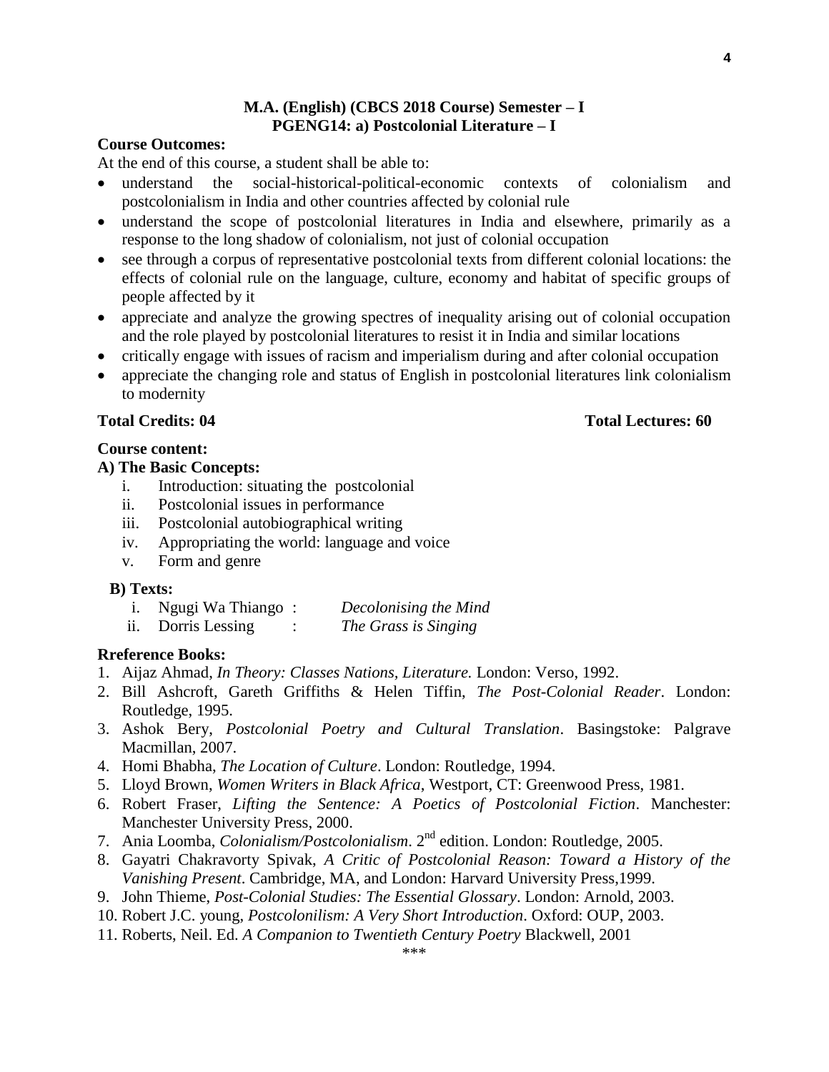**M.A. (English) (CBCS 2018 Course) Semester – I**
**PGENG14: a) Postcolonial Literature – I**

**Course Outcomes:**

At the end of this course, a student shall be able to:

- understand the social-historical-political-economic contexts of colonialism and postcolonialism in India and other countries affected by colonial rule
- understand the scope of postcolonial literatures in India and elsewhere, primarily as a response to the long shadow of colonialism, not just of colonial occupation
- see through a corpus of representative postcolonial texts from different colonial locations: the effects of colonial rule on the language, culture, economy and habitat of specific groups of people affected by it
- appreciate and analyze the growing spectres of inequality arising out of colonial occupation and the role played by postcolonial literatures to resist it in India and similar locations
- critically engage with issues of racism and imperialism during and after colonial occupation
- appreciate the changing role and status of English in postcolonial literatures link colonialism to modernity

**Total Credits: 04** **Total Lectures: 60**

**Course content:**

**A) The Basic Concepts:**

i. Introduction: situating the postcolonial
ii. Postcolonial issues in performance
iii. Postcolonial autobiographical writing
iv. Appropriating the world: language and voice
v. Form and genre

**B) Texts:**

i. Ngugi Wa Thiango : *Decolonising the Mind*
ii. Dorris Lessing : *The Grass is Singing*

**Rreference Books:**

1. Aijaz Ahmad, *In Theory: Classes Nations, Literature.* London: Verso, 1992.
2. Bill Ashcroft, Gareth Griffiths & Helen Tiffin, *The Post-Colonial Reader*. London: Routledge, 1995.
3. Ashok Bery, *Postcolonial Poetry and Cultural Translation*. Basingstoke: Palgrave Macmillan, 2007.
4. Homi Bhabha, *The Location of Culture*. London: Routledge, 1994.
5. Lloyd Brown, *Women Writers in Black Africa*, Westport, CT: Greenwood Press, 1981.
6. Robert Fraser, *Lifting the Sentence: A Poetics of Postcolonial Fiction*. Manchester: Manchester University Press, 2000.
7. Ania Loomba, *Colonialism/Postcolonialism*. 2nd edition. London: Routledge, 2005.
8. Gayatri Chakravorty Spivak, *A Critic of Postcolonial Reason: Toward a History of the Vanishing Present*. Cambridge, MA, and London: Harvard University Press,1999.
9. John Thieme, *Post-Colonial Studies: The Essential Glossary*. London: Arnold, 2003.
10. Robert J.C. young, *Postcolonilism: A Very Short Introduction*. Oxford: OUP, 2003.
11. Roberts, Neil. Ed. *A Companion to Twentieth Century Poetry* Blackwell, 2001

\*\*\*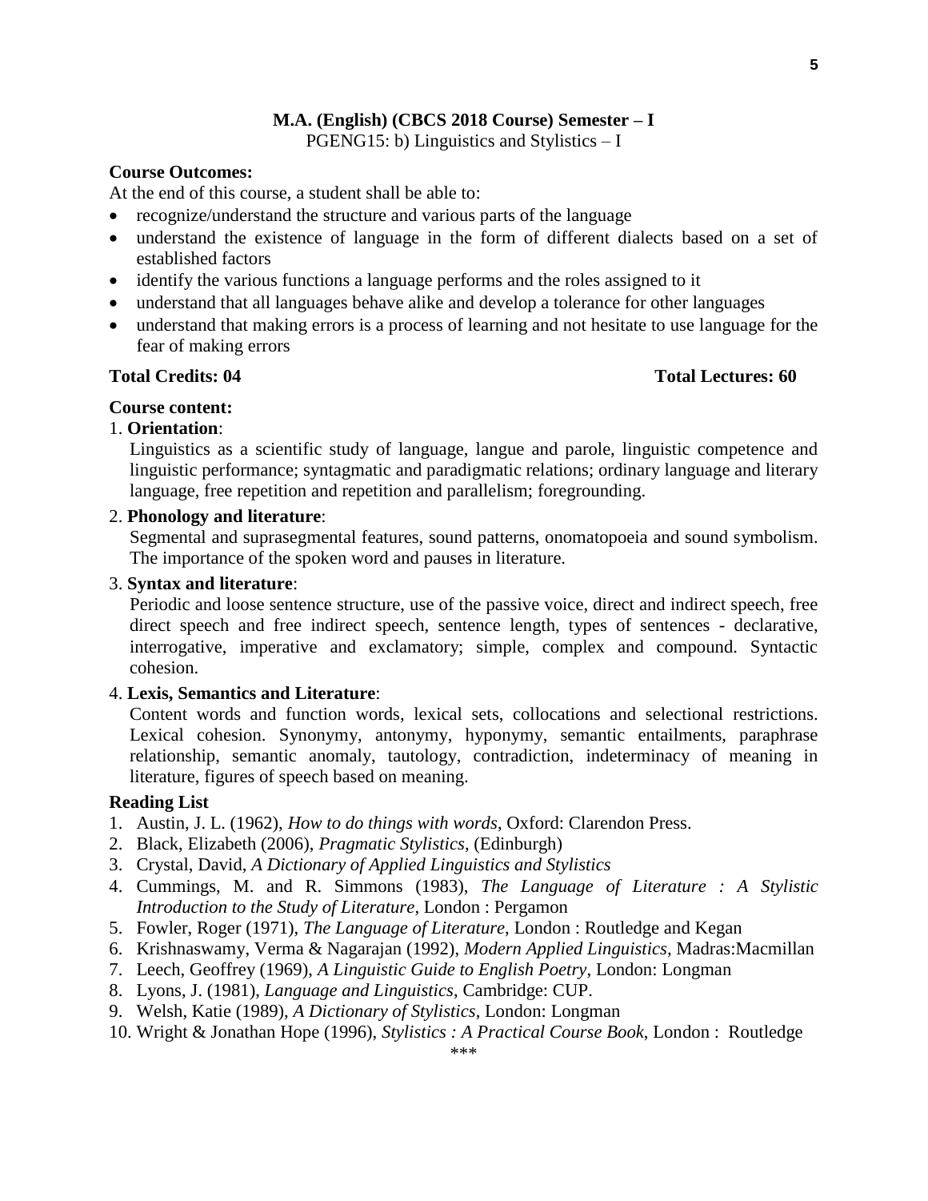**M.A. (English) (CBCS 2018 Course) Semester – I**

PGENG15: b) Linguistics and Stylistics – I

**Course Outcomes:**

At the end of this course, a student shall be able to:

- recognize/understand the structure and various parts of the language
- understand the existence of language in the form of different dialects based on a set of established factors
- identify the various functions a language performs and the roles assigned to it
- understand that all languages behave alike and develop a tolerance for other languages
- understand that making errors is a process of learning and not hesitate to use language for the fear of making errors

**Total Credits: 04** **Total Lectures: 60**

**Course content:**

1. **Orientation**:
   Linguistics as a scientific study of language, langue and parole, linguistic competence and linguistic performance; syntagmatic and paradigmatic relations; ordinary language and literary language, free repetition and repetition and parallelism; foregrounding.

2. **Phonology and literature**:
   Segmental and suprasegmental features, sound patterns, onomatopoeia and sound symbolism. The importance of the spoken word and pauses in literature.

3. **Syntax and literature**:
   Periodic and loose sentence structure, use of the passive voice, direct and indirect speech, free direct speech and free indirect speech, sentence length, types of sentences - declarative, interrogative, imperative and exclamatory; simple, complex and compound. Syntactic cohesion.

4. **Lexis, Semantics and Literature**:
   Content words and function words, lexical sets, collocations and selectional restrictions. Lexical cohesion. Synonymy, antonymy, hyponymy, semantic entailments, paraphrase relationship, semantic anomaly, tautology, contradiction, indeterminacy of meaning in literature, figures of speech based on meaning.

**Reading List**

1. Austin, J. L. (1962), *How to do things with words*, Oxford: Clarendon Press.
2. Black, Elizabeth (2006), *Pragmatic Stylistics*, (Edinburgh)
3. Crystal, David, *A Dictionary of Applied Linguistics and Stylistics*
4. Cummings, M. and R. Simmons (1983), *The Language of Literature : A Stylistic Introduction to the Study of Literature*, London : Pergamon
5. Fowler, Roger (1971), *The Language of Literature*, London : Routledge and Kegan
6. Krishnaswamy, Verma & Nagarajan (1992), *Modern Applied Linguistics*, Madras:Macmillan
7. Leech, Geoffrey (1969), *A Linguistic Guide to English Poetry*, London: Longman
8. Lyons, J. (1981), *Language and Linguistics*, Cambridge: CUP.
9. Welsh, Katie (1989), *A Dictionary of Stylistics*, London: Longman
10. Wright & Jonathan Hope (1996), *Stylistics : A Practical Course Book*, London : Routledge

\*\*\*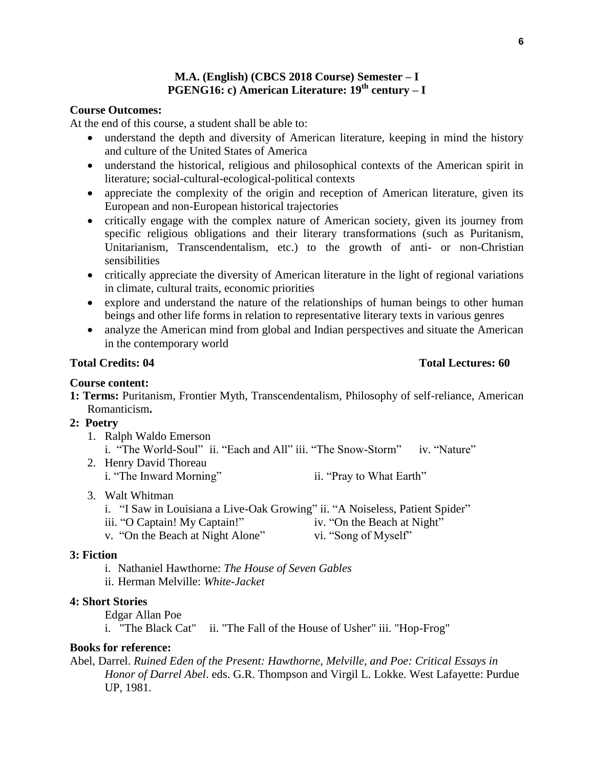**M.A. (English) (CBCS 2018 Course) Semester – I**
**PGENG16: c) American Literature: 19th century – I**

**Course Outcomes:**

At the end of this course, a student shall be able to:

- understand the depth and diversity of American literature, keeping in mind the history and culture of the United States of America
- understand the historical, religious and philosophical contexts of the American spirit in literature; social-cultural-ecological-political contexts
- appreciate the complexity of the origin and reception of American literature, given its European and non-European historical trajectories
- critically engage with the complex nature of American society, given its journey from specific religious obligations and their literary transformations (such as Puritanism, Unitarianism, Transcendentalism, etc.) to the growth of anti- or non-Christian sensibilities
- critically appreciate the diversity of American literature in the light of regional variations in climate, cultural traits, economic priorities
- explore and understand the nature of the relationships of human beings to other human beings and other life forms in relation to representative literary texts in various genres
- analyze the American mind from global and Indian perspectives and situate the American in the contemporary world

**Total Credits: 04** **Total Lectures: 60**

**Course content:**

**1: Terms:** Puritanism, Frontier Myth, Transcendentalism, Philosophy of self-reliance, American Romanticism**.**

**2: Poetry**

1. Ralph Waldo Emerson
   i. "The World-Soul" ii. "Each and All" iii. "The Snow-Storm" iv. "Nature"
2. Henry David Thoreau
   i. "The Inward Morning" ii. "Pray to What Earth"
3. Walt Whitman
   i. "I Saw in Louisiana a Live-Oak Growing" ii. "A Noiseless, Patient Spider"
   iii. "O Captain! My Captain!" iv. "On the Beach at Night"
   v. "On the Beach at Night Alone" vi. "Song of Myself"

**3: Fiction**

i. Nathaniel Hawthorne: *The House of Seven Gables*
ii. Herman Melville: *White-Jacket*

**4: Short Stories**

Edgar Allan Poe
i. "The Black Cat" ii. "The Fall of the House of Usher" iii. "Hop-Frog"

**Books for reference:**

Abel, Darrel. *Ruined Eden of the Present: Hawthorne, Melville, and Poe: Critical Essays in Honor of Darrel Abel*. eds. G.R. Thompson and Virgil L. Lokke. West Lafayette: Purdue UP, 1981.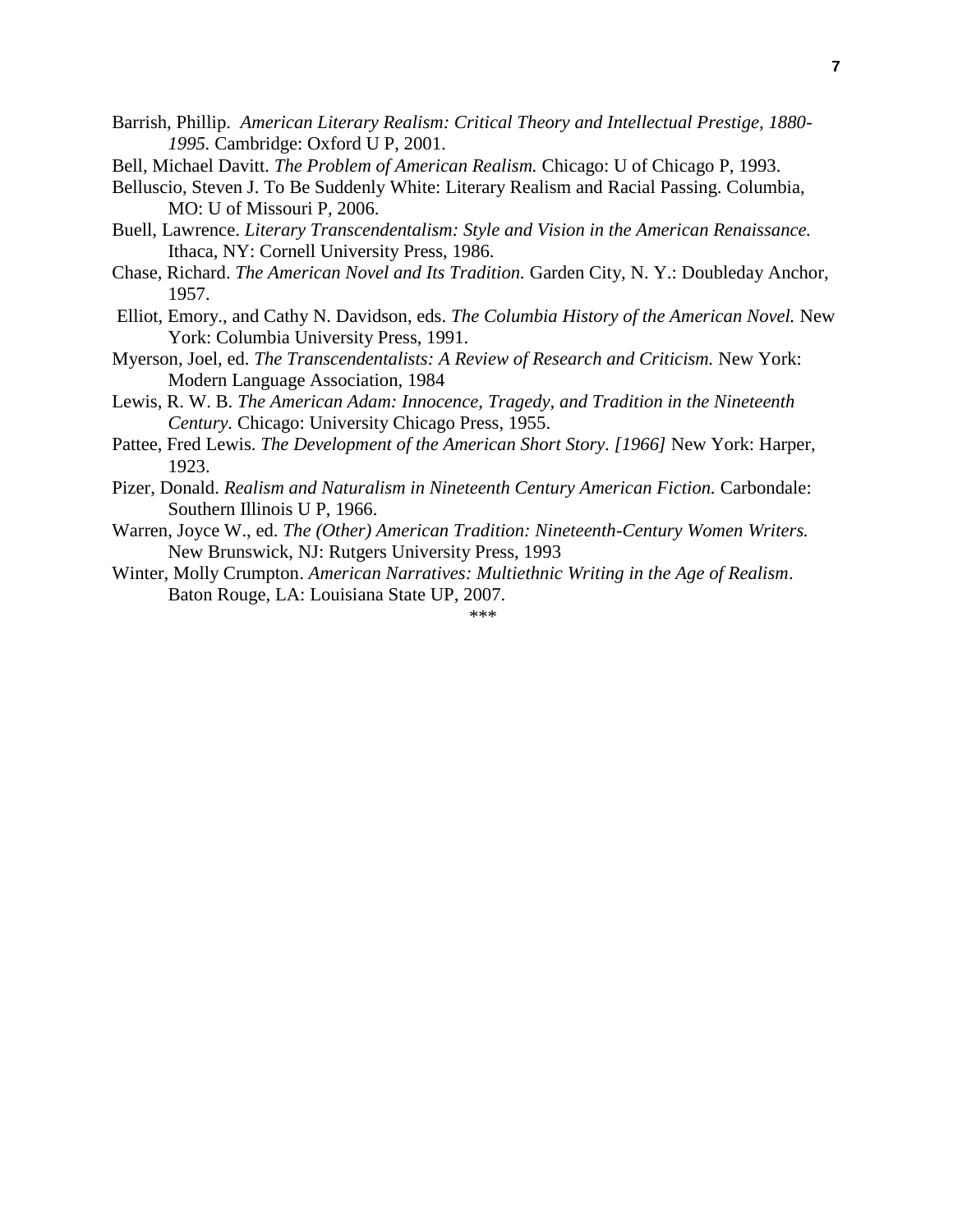Barrish, Phillip. *American Literary Realism: Critical Theory and Intellectual Prestige, 1880-1995.* Cambridge: Oxford U P, 2001.

Bell, Michael Davitt. *The Problem of American Realism.* Chicago: U of Chicago P, 1993.

Belluscio, Steven J. To Be Suddenly White: Literary Realism and Racial Passing. Columbia, MO: U of Missouri P, 2006.

Buell, Lawrence. *Literary Transcendentalism: Style and Vision in the American Renaissance.* Ithaca, NY: Cornell University Press, 1986.

Chase, Richard. *The American Novel and Its Tradition.* Garden City, N. Y.: Doubleday Anchor, 1957.

Elliot, Emory., and Cathy N. Davidson, eds. *The Columbia History of the American Novel.* New York: Columbia University Press, 1991.

Myerson, Joel, ed. *The Transcendentalists: A Review of Research and Criticism.* New York: Modern Language Association, 1984

Lewis, R. W. B. *The American Adam: Innocence, Tragedy, and Tradition in the Nineteenth Century.* Chicago: University Chicago Press, 1955.

Pattee, Fred Lewis. *The Development of the American Short Story. [1966]* New York: Harper, 1923.

Pizer, Donald. *Realism and Naturalism in Nineteenth Century American Fiction.* Carbondale: Southern Illinois U P, 1966.

Warren, Joyce W., ed. *The (Other) American Tradition: Nineteenth-Century Women Writers.* New Brunswick, NJ: Rutgers University Press, 1993

Winter, Molly Crumpton. *American Narratives: Multiethnic Writing in the Age of Realism*. Baton Rouge, LA: Louisiana State UP, 2007.

***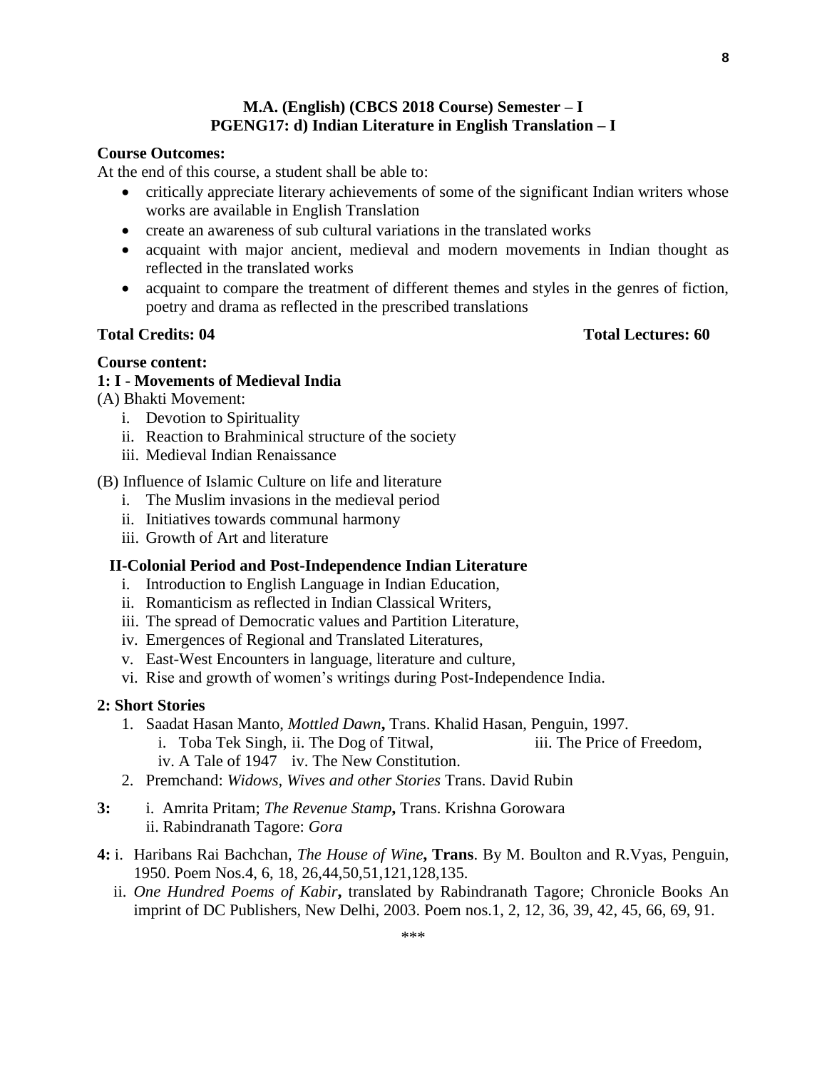**M.A. (English) (CBCS 2018 Course) Semester – I**
**PGENG17: d) Indian Literature in English Translation – I**

**Course Outcomes:**

At the end of this course, a student shall be able to:

- critically appreciate literary achievements of some of the significant Indian writers whose works are available in English Translation
- create an awareness of sub cultural variations in the translated works
- acquaint with major ancient, medieval and modern movements in Indian thought as reflected in the translated works
- acquaint to compare the treatment of different themes and styles in the genres of fiction, poetry and drama as reflected in the prescribed translations

**Total Credits: 04** **Total Lectures: 60**

**Course content:**

**1: I - Movements of Medieval India**

(A) Bhakti Movement:

i. Devotion to Spirituality
ii. Reaction to Brahminical structure of the society
iii. Medieval Indian Renaissance

(B) Influence of Islamic Culture on life and literature

i. The Muslim invasions in the medieval period
ii. Initiatives towards communal harmony
iii. Growth of Art and literature

**II-Colonial Period and Post-Independence Indian Literature**

i. Introduction to English Language in Indian Education,
ii. Romanticism as reflected in Indian Classical Writers,
iii. The spread of Democratic values and Partition Literature,
iv. Emergences of Regional and Translated Literatures,
v. East-West Encounters in language, literature and culture,
vi. Rise and growth of women's writings during Post-Independence India.

**2: Short Stories**

1. Saadat Hasan Manto, *Mottled Dawn***,** Trans. Khalid Hasan, Penguin, 1997.
   i. Toba Tek Singh, ii. The Dog of Titwal, iii. The Price of Freedom,
   iv. A Tale of 1947 iv. The New Constitution.
2. Premchand: *Widows, Wives and other Stories* Trans. David Rubin

**3:** i. Amrita Pritam; *The Revenue Stamp***,** Trans. Krishna Gorowara
ii. Rabindranath Tagore: *Gora*

**4:** i. Haribans Rai Bachchan, *The House of Wine***, Trans**. By M. Boulton and R.Vyas, Penguin, 1950. Poem Nos.4, 6, 18, 26,44,50,51,121,128,135.

ii. *One Hundred Poems of Kabir***,** translated by Rabindranath Tagore; Chronicle Books An imprint of DC Publishers, New Delhi, 2003. Poem nos.1, 2, 12, 36, 39, 42, 45, 66, 69, 91.

\*\*\*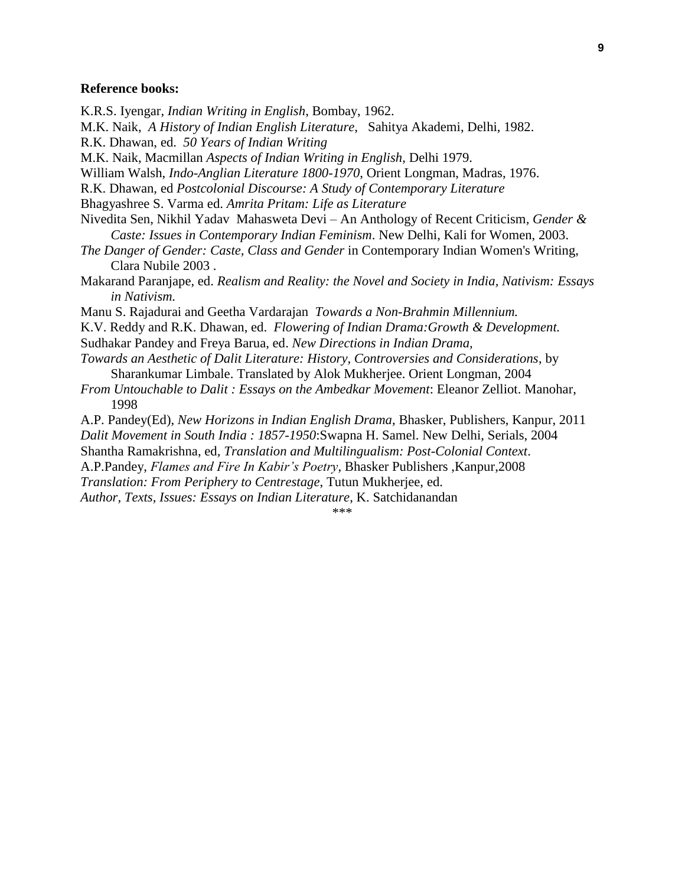**Reference books:**

K.R.S. Iyengar, *Indian Writing in English*, Bombay, 1962.

M.K. Naik, *A History of Indian English Literature*, Sahitya Akademi, Delhi, 1982.

R.K. Dhawan, ed. *50 Years of Indian Writing*

M.K. Naik, Macmillan *Aspects of Indian Writing in English*, Delhi 1979.

William Walsh, *Indo-Anglian Literature 1800-1970*, Orient Longman, Madras, 1976.

R.K. Dhawan, ed *Postcolonial Discourse: A Study of Contemporary Literature*

Bhagyashree S. Varma ed. *Amrita Pritam: Life as Literature*

Nivedita Sen, Nikhil Yadav Mahasweta Devi – An Anthology of Recent Criticism, *Gender & Caste: Issues in Contemporary Indian Feminism*. New Delhi, Kali for Women, 2003.

*The Danger of Gender: Caste, Class and Gender* in Contemporary Indian Women's Writing, Clara Nubile 2003 .

Makarand Paranjape, ed. *Realism and Reality: the Novel and Society in India, Nativism: Essays in Nativism.*

Manu S. Rajadurai and Geetha Vardarajan *Towards a Non-Brahmin Millennium.*

K.V. Reddy and R.K. Dhawan, ed. *Flowering of Indian Drama:Growth & Development.*

Sudhakar Pandey and Freya Barua, ed. *New Directions in Indian Drama,*

*Towards an Aesthetic of Dalit Literature: History, Controversies and Considerations*, by Sharankumar Limbale. Translated by Alok Mukherjee. Orient Longman, 2004

*From Untouchable to Dalit : Essays on the Ambedkar Movement*: Eleanor Zelliot. Manohar, 1998

A.P. Pandey(Ed), *New Horizons in Indian English Drama*, Bhasker, Publishers, Kanpur, 2011

*Dalit Movement in South India : 1857-1950*:Swapna H. Samel. New Delhi, Serials, 2004

Shantha Ramakrishna, ed, *Translation and Multilingualism: Post-Colonial Context*.

A.P.Pandey, *Flames and Fire In Kabir's Poetry*, Bhasker Publishers ,Kanpur,2008

*Translation: From Periphery to Centrestage*, Tutun Mukherjee, ed.

*Author, Texts, Issues: Essays on Indian Literature*, K. Satchidanandan

\*\*\*